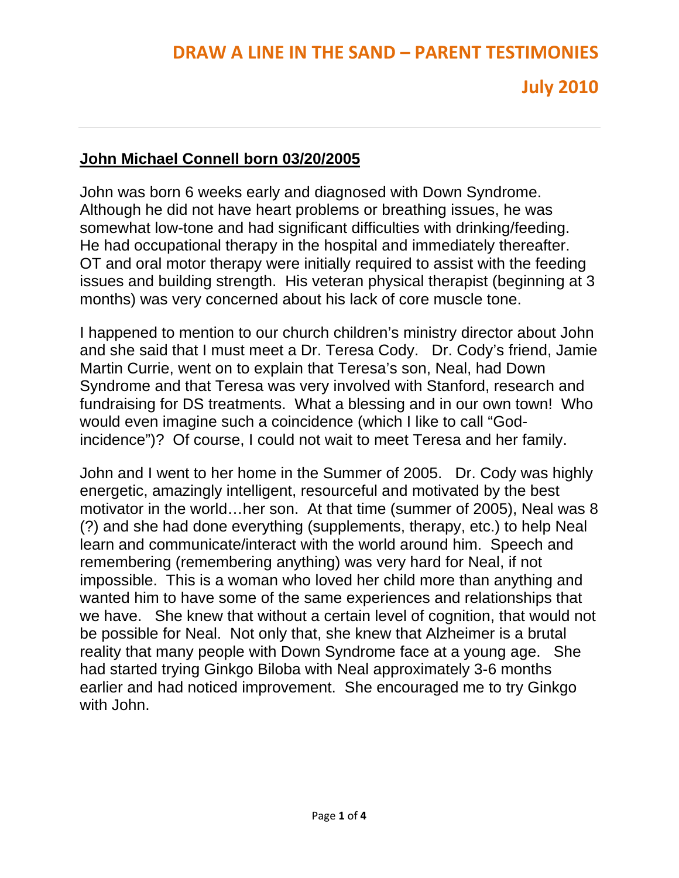# DRAW A LINE IN THE SAND – PARENT TESTIMONIES

## July 2010

---

**John Michael Connell born 03/20/2005**

John was born 6 weeks early and diagnosed with Down Syndrome. Although he did not have heart problems or breathing issues, he was somewhat low-tone and had significant difficulties with drinking/feeding. He had occupational therapy in the hospital and immediately thereafter. OT and oral motor therapy were initially required to assist with the feeding issues and building strength. His veteran physical therapist (beginning at 3 months) was very concerned about his lack of core muscle tone.

I happened to mention to our church children's ministry director about John and she said that I must meet a Dr. Teresa Cody. Dr. Cody's friend, Jamie Martin Currie, went on to explain that Teresa's son, Neal, had Down Syndrome and that Teresa was very involved with Stanford, research and fundraising for DS treatments. What a blessing and in our own town! Who would even imagine such a coincidence (which I like to call "God-incidence")? Of course, I could not wait to meet Teresa and her family.

John and I went to her home in the Summer of 2005. Dr. Cody was highly energetic, amazingly intelligent, resourceful and motivated by the best motivator in the world…her son. At that time (summer of 2005), Neal was 8 (?) and she had done everything (supplements, therapy, etc.) to help Neal learn and communicate/interact with the world around him. Speech and remembering (remembering anything) was very hard for Neal, if not impossible. This is a woman who loved her child more than anything and wanted him to have some of the same experiences and relationships that we have. She knew that without a certain level of cognition, that would not be possible for Neal. Not only that, she knew that Alzheimer is a brutal reality that many people with Down Syndrome face at a young age. She had started trying Ginkgo Biloba with Neal approximately 3-6 months earlier and had noticed improvement. She encouraged me to try Ginkgo with John.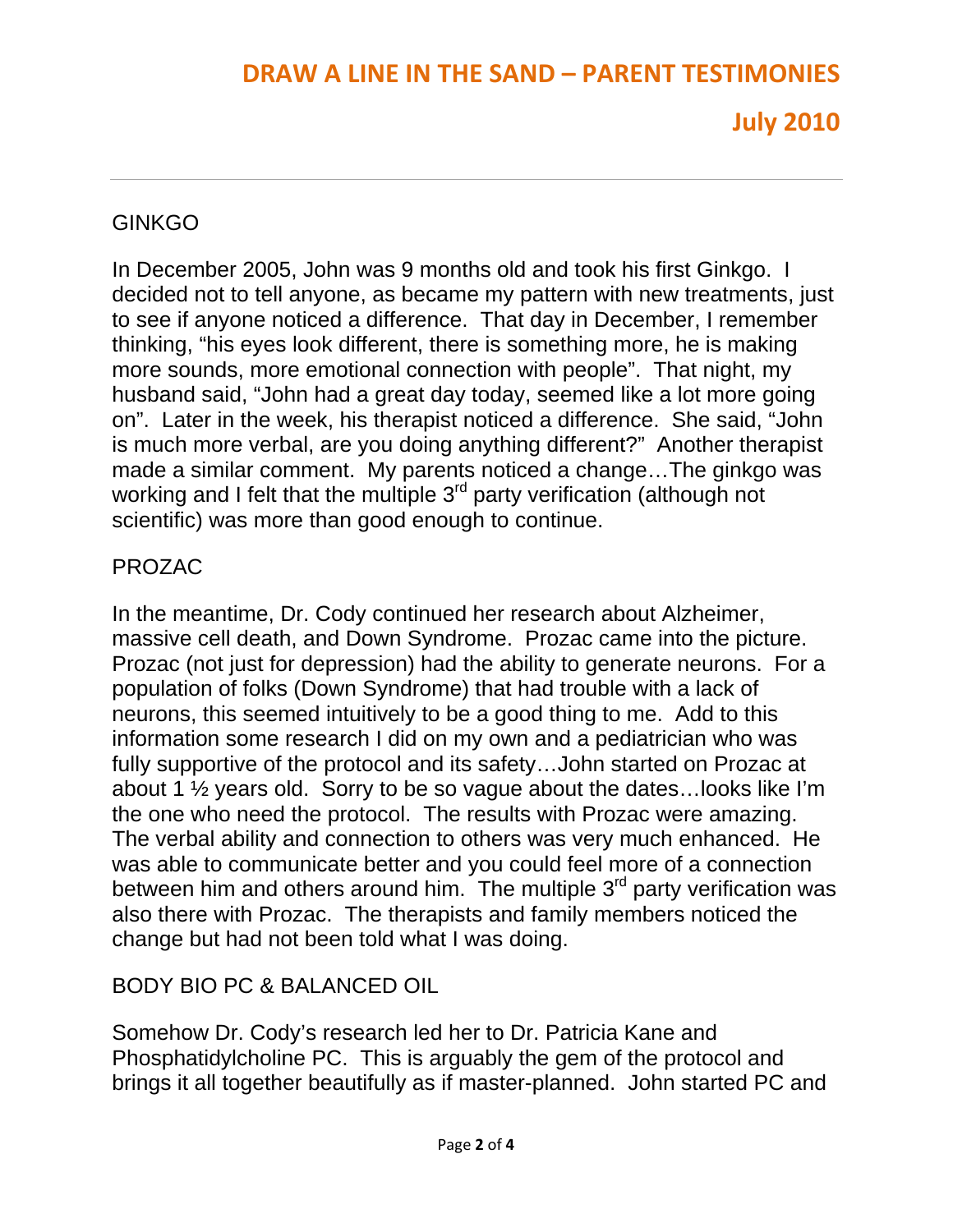## GINKGO

In December 2005, John was 9 months old and took his first Ginkgo. I decided not to tell anyone, as became my pattern with new treatments, just to see if anyone noticed a difference. That day in December, I remember thinking, "his eyes look different, there is something more, he is making more sounds, more emotional connection with people". That night, my husband said, "John had a great day today, seemed like a lot more going on". Later in the week, his therapist noticed a difference. She said, "John is much more verbal, are you doing anything different?" Another therapist made a similar comment. My parents noticed a change…The ginkgo was working and I felt that the multiple 3rd party verification (although not scientific) was more than good enough to continue.

## PROZAC

In the meantime, Dr. Cody continued her research about Alzheimer, massive cell death, and Down Syndrome. Prozac came into the picture. Prozac (not just for depression) had the ability to generate neurons. For a population of folks (Down Syndrome) that had trouble with a lack of neurons, this seemed intuitively to be a good thing to me. Add to this information some research I did on my own and a pediatrician who was fully supportive of the protocol and its safety…John started on Prozac at about 1 ½ years old. Sorry to be so vague about the dates…looks like I'm the one who need the protocol. The results with Prozac were amazing. The verbal ability and connection to others was very much enhanced. He was able to communicate better and you could feel more of a connection between him and others around him. The multiple 3rd party verification was also there with Prozac. The therapists and family members noticed the change but had not been told what I was doing.

## BODY BIO PC & BALANCED OIL

Somehow Dr. Cody's research led her to Dr. Patricia Kane and Phosphatidylcholine PC. This is arguably the gem of the protocol and brings it all together beautifully as if master-planned. John started PC and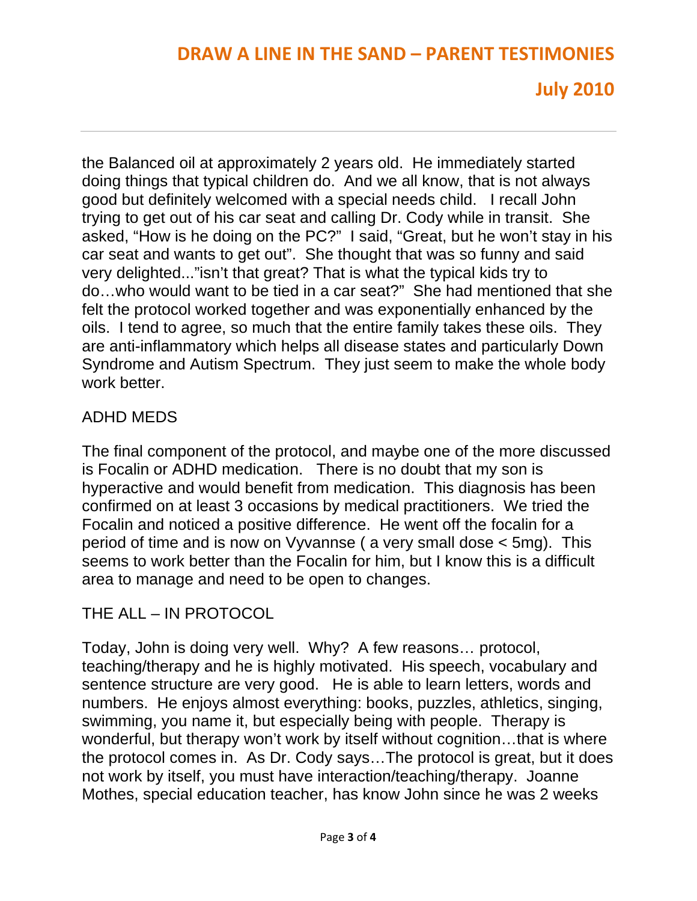the Balanced oil at approximately 2 years old. He immediately started doing things that typical children do. And we all know, that is not always good but definitely welcomed with a special needs child. I recall John trying to get out of his car seat and calling Dr. Cody while in transit. She asked, "How is he doing on the PC?" I said, "Great, but he won't stay in his car seat and wants to get out". She thought that was so funny and said very delighted..."isn't that great? That is what the typical kids try to do…who would want to be tied in a car seat?" She had mentioned that she felt the protocol worked together and was exponentially enhanced by the oils. I tend to agree, so much that the entire family takes these oils. They are anti-inflammatory which helps all disease states and particularly Down Syndrome and Autism Spectrum. They just seem to make the whole body work better.

## ADHD MEDS

The final component of the protocol, and maybe one of the more discussed is Focalin or ADHD medication. There is no doubt that my son is hyperactive and would benefit from medication. This diagnosis has been confirmed on at least 3 occasions by medical practitioners. We tried the Focalin and noticed a positive difference. He went off the focalin for a period of time and is now on Vyvannse ( a very small dose < 5mg). This seems to work better than the Focalin for him, but I know this is a difficult area to manage and need to be open to changes.

## THE ALL – IN PROTOCOL

Today, John is doing very well. Why? A few reasons… protocol, teaching/therapy and he is highly motivated. His speech, vocabulary and sentence structure are very good. He is able to learn letters, words and numbers. He enjoys almost everything: books, puzzles, athletics, singing, swimming, you name it, but especially being with people. Therapy is wonderful, but therapy won't work by itself without cognition…that is where the protocol comes in. As Dr. Cody says…The protocol is great, but it does not work by itself, you must have interaction/teaching/therapy. Joanne Mothes, special education teacher, has know John since he was 2 weeks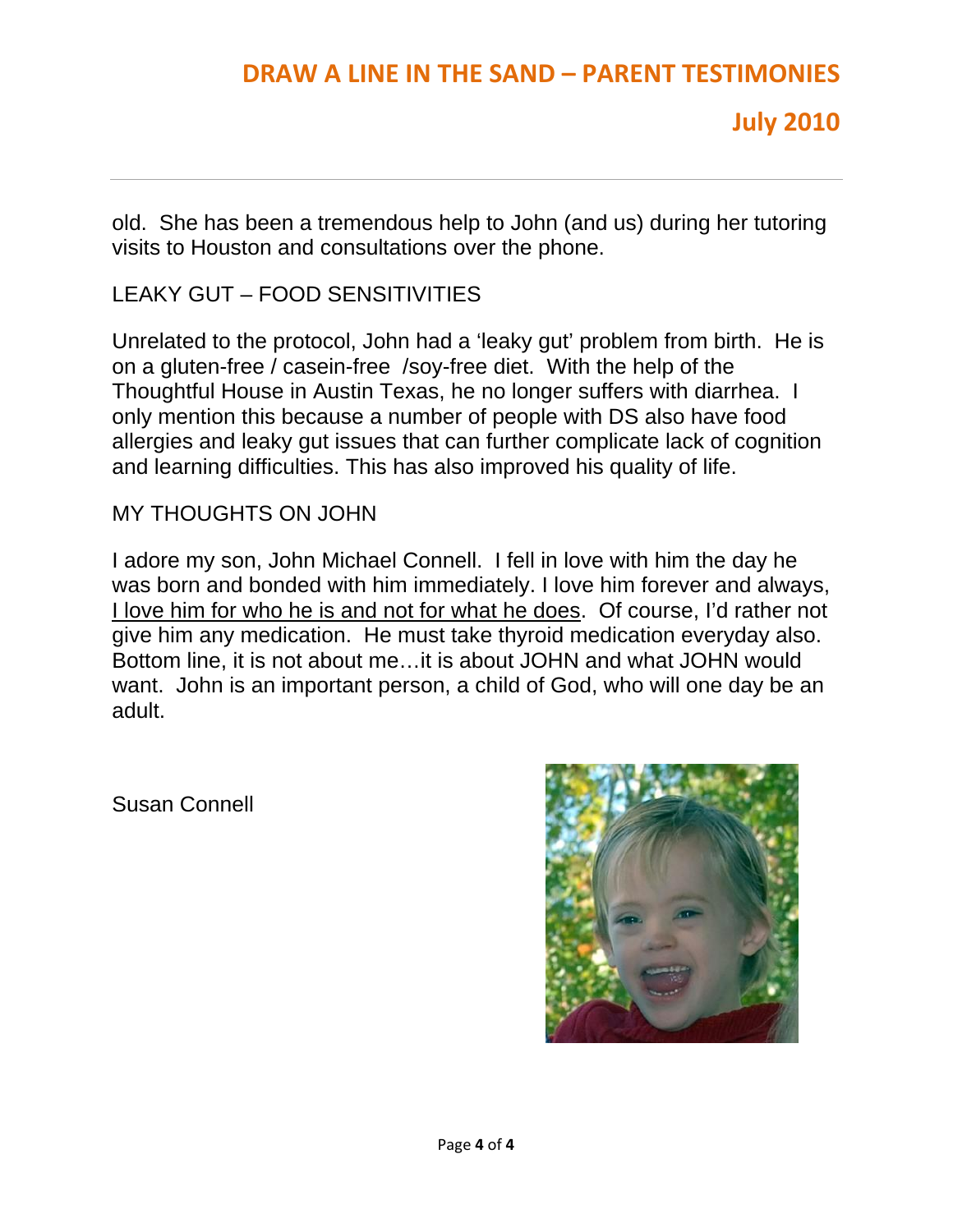old. She has been a tremendous help to John (and us) during her tutoring visits to Houston and consultations over the phone.

LEAKY GUT – FOOD SENSITIVITIES

Unrelated to the protocol, John had a 'leaky gut' problem from birth. He is on a gluten-free / casein-free /soy-free diet. With the help of the Thoughtful House in Austin Texas, he no longer suffers with diarrhea. I only mention this because a number of people with DS also have food allergies and leaky gut issues that can further complicate lack of cognition and learning difficulties. This has also improved his quality of life.

MY THOUGHTS ON JOHN

I adore my son, John Michael Connell. I fell in love with him the day he was born and bonded with him immediately. I love him forever and always, <u>I love him for who he is and not for what he does</u>. Of course, I'd rather not give him any medication. He must take thyroid medication everyday also. Bottom line, it is not about me…it is about JOHN and what JOHN would want. John is an important person, a child of God, who will one day be an adult.

Susan Connell